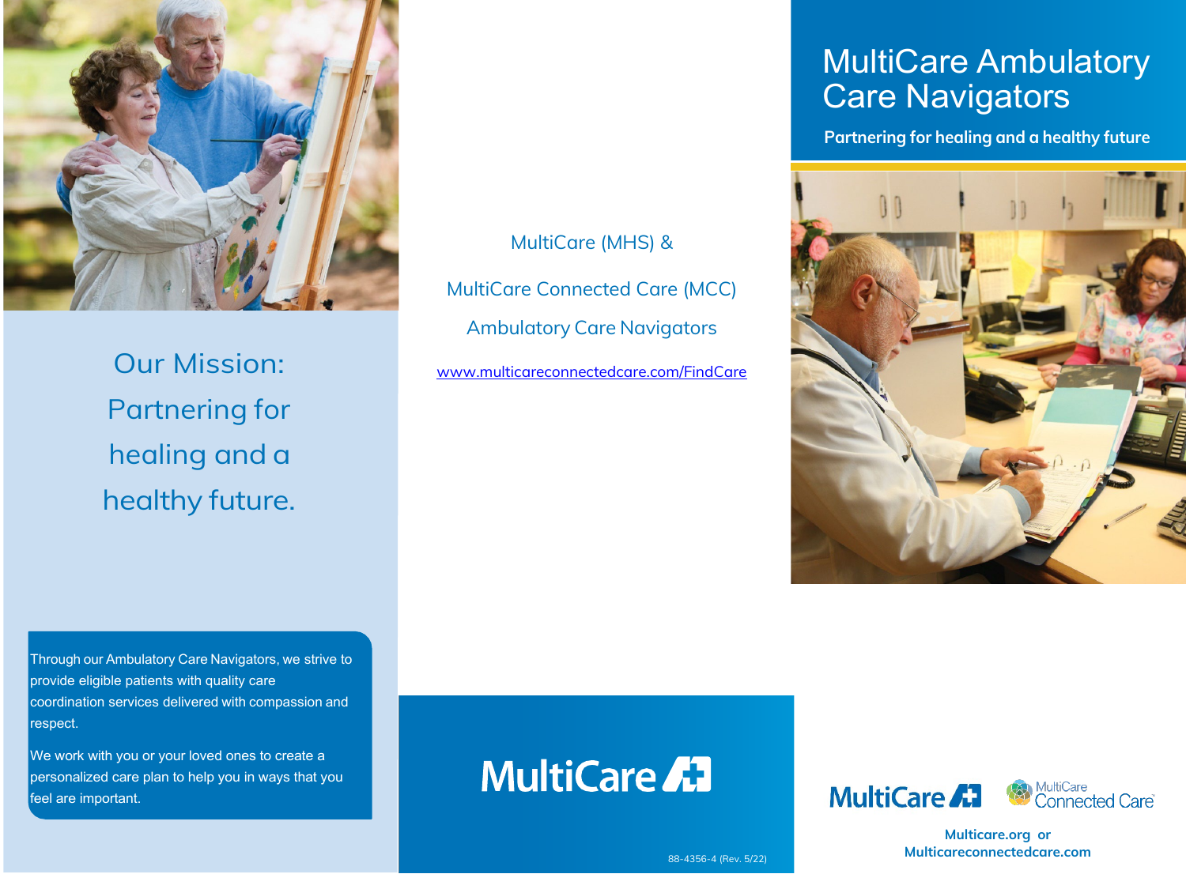# MultiCare Ambulatory Care Navigators

**Partnering for healing and a healthy future**

## Our Mission: Partnering for healing and a healthy future.

Through our Ambulatory Care Navigators, we strive to provide eligible patients with quality care coordination services delivered with compassion and respect.

We work with you or your loved ones to create a personalized care plan to help you in ways that you feel are important.

MultiCare (MHS) &

MultiCare Connected Care (MCC)

Ambulatory Care Navigators

www.multicareconnectedcare.com/FindCare

MultiCare

88-4356-4 (Rev. 5/22)

MultiCare | MultiCare Connected Care

**Multicare.org or Multicareconnectedcare.com**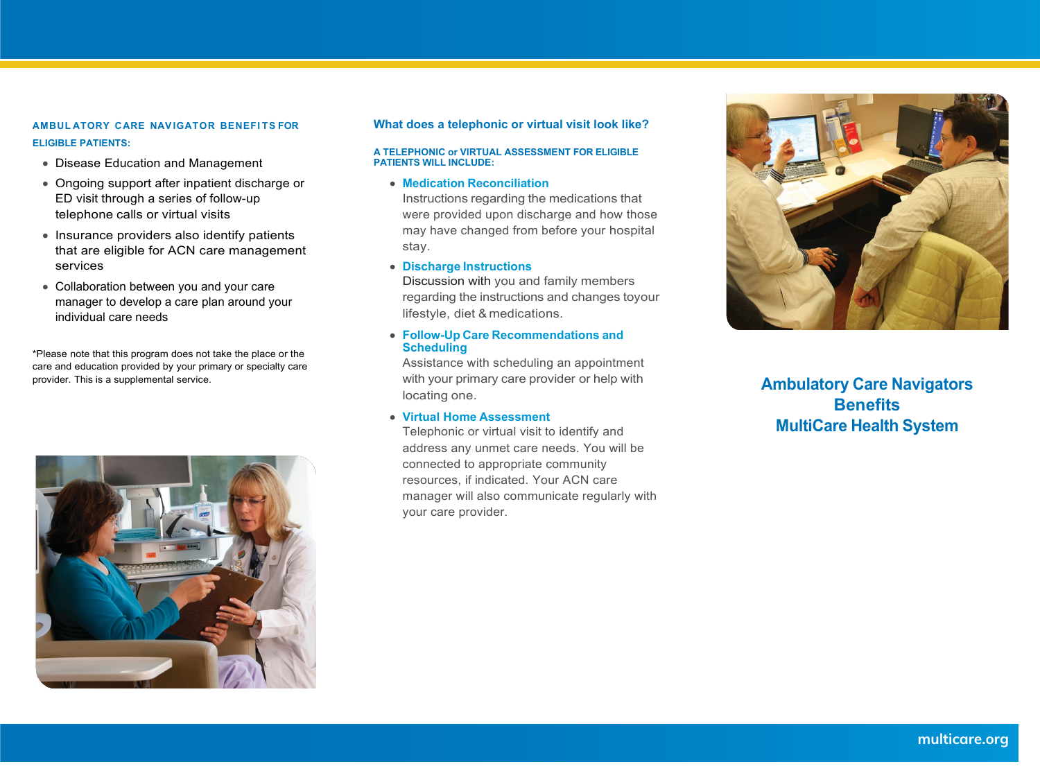## AMBULATORY CARE NAVIGATOR BENEFITS FOR ELIGIBLE PATIENTS:

- Disease Education and Management
- Ongoing support after inpatient discharge or ED visit through a series of follow-up telephone calls or virtual visits
- Insurance providers also identify patients that are eligible for ACN care management services
- Collaboration between you and your care manager to develop a care plan around your individual care needs

*Please note that this program does not take the place or the care and education provided by your primary or specialty care provider. This is a supplemental service.

## What does a telephonic or virtual visit look like?

### A TELEPHONIC or VIRTUAL ASSESSMENT FOR ELIGIBLE PATIENTS WILL INCLUDE:

- **Medication Reconciliation**
  Instructions regarding the medications that were provided upon discharge and how those may have changed from before your hospital stay.
- **Discharge Instructions**
  Discussion with you and family members regarding the instructions and changes toyour lifestyle, diet & medications.
- **Follow-Up Care Recommendations and Scheduling**
  Assistance with scheduling an appointment with your primary care provider or help with locating one.
- **Virtual Home Assessment**
  Telephonic or virtual visit to identify and address any unmet care needs. You will be connected to appropriate community resources, if indicated. Your ACN care manager will also communicate regularly with your care provider.

# Ambulatory Care Navigators Benefits MultiCare Health System

multicare.org